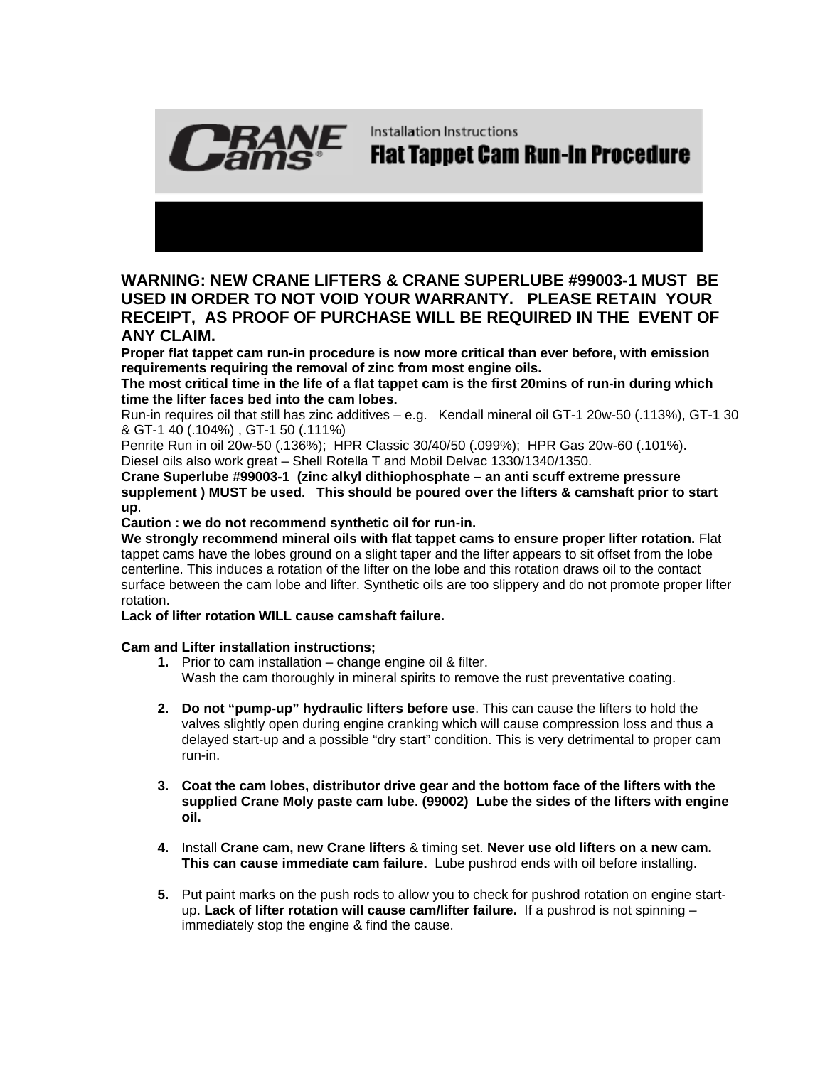# Crane Cams

## Installation Instructions

## Flat Tappet Cam Run-In Procedure

**WARNING: NEW CRANE LIFTERS & CRANE SUPERLUBE #99003-1 MUST BE USED IN ORDER TO NOT VOID YOUR WARRANTY. PLEASE RETAIN YOUR RECEIPT, AS PROOF OF PURCHASE WILL BE REQUIRED IN THE EVENT OF ANY CLAIM.**

**Proper flat tappet cam run-in procedure is now more critical than ever before, with emission requirements requiring the removal of zinc from most engine oils.**

**The most critical time in the life of a flat tappet cam is the first 20mins of run-in during which time the lifter faces bed into the cam lobes.**

Run-in requires oil that still has zinc additives – e.g. Kendall mineral oil GT-1 20w-50 (.113%), GT-1 30 & GT-1 40 (.104%) , GT-1 50 (.111%)

Penrite Run in oil 20w-50 (.136%); HPR Classic 30/40/50 (.099%); HPR Gas 20w-60 (.101%).

Diesel oils also work great – Shell Rotella T and Mobil Delvac 1330/1340/1350.

**Crane Superlube #99003-1 (zinc alkyl dithiophosphate – an anti scuff extreme pressure supplement ) MUST be used. This should be poured over the lifters & camshaft prior to start up**.

**Caution : we do not recommend synthetic oil for run-in.**

**We strongly recommend mineral oils with flat tappet cams to ensure proper lifter rotation.** Flat tappet cams have the lobes ground on a slight taper and the lifter appears to sit offset from the lobe centerline. This induces a rotation of the lifter on the lobe and this rotation draws oil to the contact surface between the cam lobe and lifter. Synthetic oils are too slippery and do not promote proper lifter rotation.

**Lack of lifter rotation WILL cause camshaft failure.**

**Cam and Lifter installation instructions;**

1. Prior to cam installation – change engine oil & filter.
   Wash the cam thoroughly in mineral spirits to remove the rust preventative coating.

2. **Do not "pump-up" hydraulic lifters before use**. This can cause the lifters to hold the valves slightly open during engine cranking which will cause compression loss and thus a delayed start-up and a possible "dry start" condition. This is very detrimental to proper cam run-in.

3. **Coat the cam lobes, distributor drive gear and the bottom face of the lifters with the supplied Crane Moly paste cam lube. (99002) Lube the sides of the lifters with engine oil.**

4. Install **Crane cam, new Crane lifters** & timing set. **Never use old lifters on a new cam. This can cause immediate cam failure.** Lube pushrod ends with oil before installing.

5. Put paint marks on the push rods to allow you to check for pushrod rotation on engine start-up. **Lack of lifter rotation will cause cam/lifter failure.** If a pushrod is not spinning – immediately stop the engine & find the cause.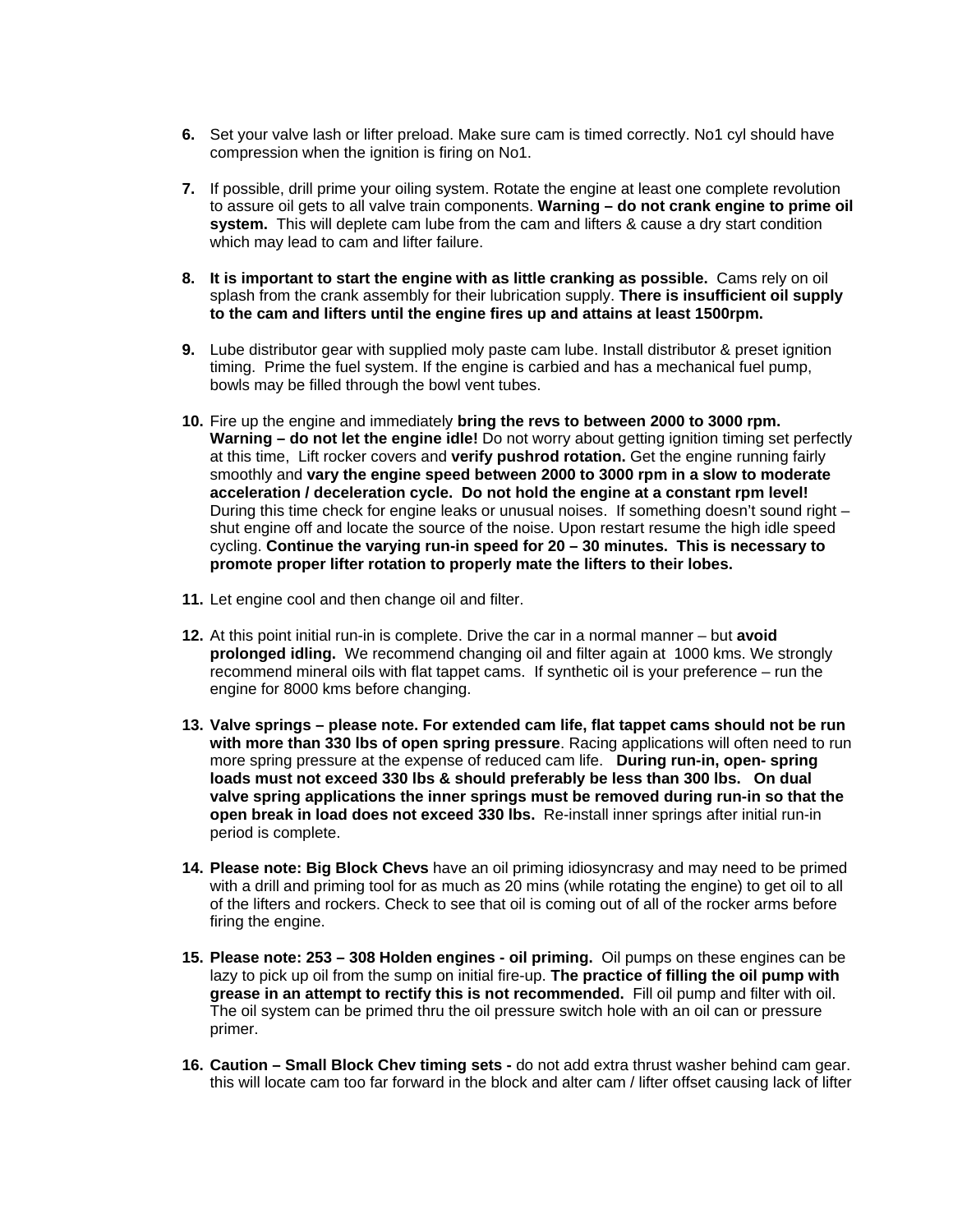6. Set your valve lash or lifter preload. Make sure cam is timed correctly. No1 cyl should have compression when the ignition is firing on No1.

7. If possible, drill prime your oiling system. Rotate the engine at least one complete revolution to assure oil gets to all valve train components. **Warning – do not crank engine to prime oil system.** This will deplete cam lube from the cam and lifters & cause a dry start condition which may lead to cam and lifter failure.

8. **It is important to start the engine with as little cranking as possible.** Cams rely on oil splash from the crank assembly for their lubrication supply. **There is insufficient oil supply to the cam and lifters until the engine fires up and attains at least 1500rpm.**

9. Lube distributor gear with supplied moly paste cam lube. Install distributor & preset ignition timing. Prime the fuel system. If the engine is carbied and has a mechanical fuel pump, bowls may be filled through the bowl vent tubes.

10. Fire up the engine and immediately **bring the revs to between 2000 to 3000 rpm. Warning – do not let the engine idle!** Do not worry about getting ignition timing set perfectly at this time, Lift rocker covers and **verify pushrod rotation.** Get the engine running fairly smoothly and **vary the engine speed between 2000 to 3000 rpm in a slow to moderate acceleration / deceleration cycle. Do not hold the engine at a constant rpm level!** During this time check for engine leaks or unusual noises. If something doesn't sound right – shut engine off and locate the source of the noise. Upon restart resume the high idle speed cycling. **Continue the varying run-in speed for 20 – 30 minutes. This is necessary to promote proper lifter rotation to properly mate the lifters to their lobes.**

11. Let engine cool and then change oil and filter.

12. At this point initial run-in is complete. Drive the car in a normal manner – but **avoid prolonged idling.** We recommend changing oil and filter again at 1000 kms. We strongly recommend mineral oils with flat tappet cams. If synthetic oil is your preference – run the engine for 8000 kms before changing.

13. **Valve springs – please note. For extended cam life, flat tappet cams should not be run with more than 330 lbs of open spring pressure**. Racing applications will often need to run more spring pressure at the expense of reduced cam life. **During run-in, open- spring loads must not exceed 330 lbs & should preferably be less than 300 lbs. On dual valve spring applications the inner springs must be removed during run-in so that the open break in load does not exceed 330 lbs.** Re-install inner springs after initial run-in period is complete.

14. **Please note: Big Block Chevs** have an oil priming idiosyncrasy and may need to be primed with a drill and priming tool for as much as 20 mins (while rotating the engine) to get oil to all of the lifters and rockers. Check to see that oil is coming out of all of the rocker arms before firing the engine.

15. **Please note: 253 – 308 Holden engines - oil priming.** Oil pumps on these engines can be lazy to pick up oil from the sump on initial fire-up. **The practice of filling the oil pump with grease in an attempt to rectify this is not recommended.** Fill oil pump and filter with oil. The oil system can be primed thru the oil pressure switch hole with an oil can or pressure primer.

16. **Caution – Small Block Chev timing sets -** do not add extra thrust washer behind cam gear. this will locate cam too far forward in the block and alter cam / lifter offset causing lack of lifter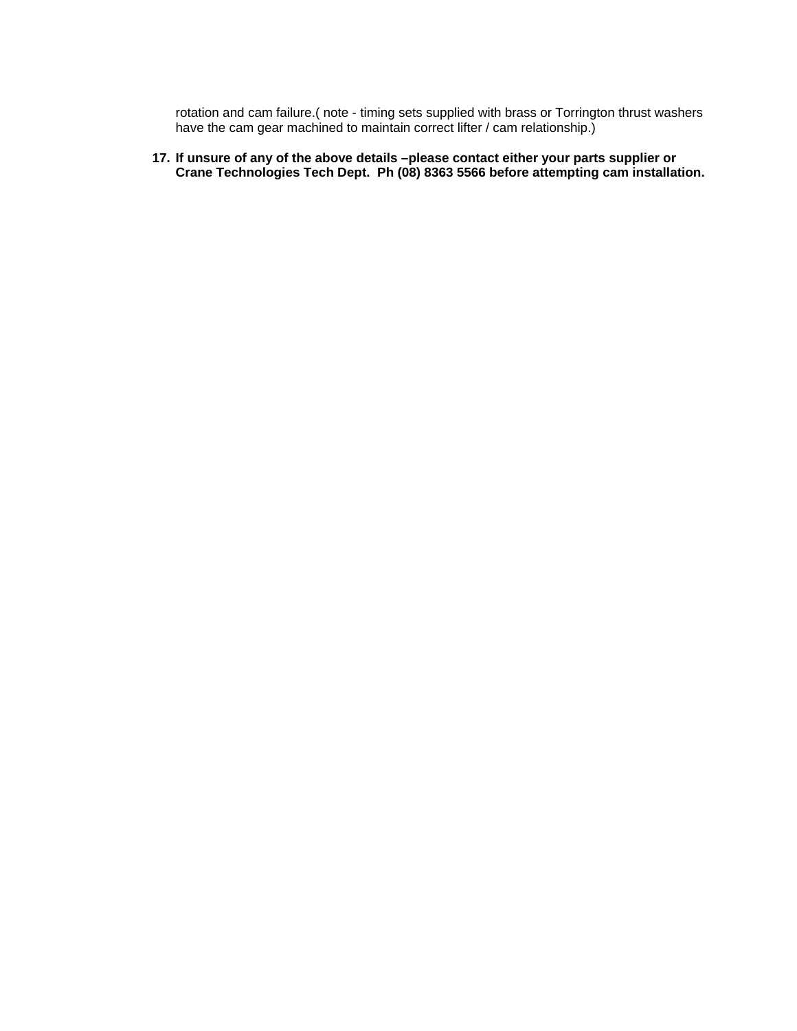rotation and cam failure.( note - timing sets supplied with brass or Torrington thrust washers have the cam gear machined to maintain correct lifter / cam relationship.)

17. **If unsure of any of the above details –please contact either your parts supplier or Crane Technologies Tech Dept.  Ph (08) 8363 5566 before attempting cam installation.**